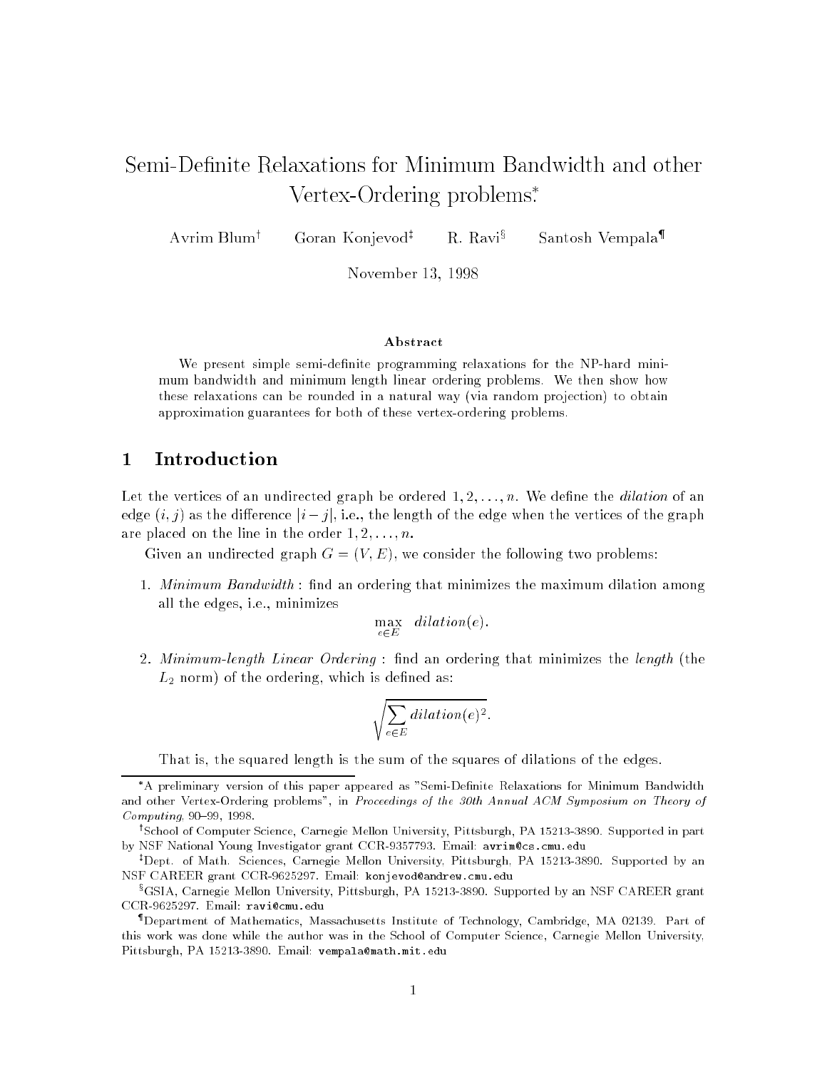# Semi-Definite Relaxations for Minimum Bandwidth and other Vertex-Ordering problems.*

Avrim Blum[†] Goran Konjevod[‡] R. Ravi[§] Santosh Vempala[¶]

November 13, 1998

### Abstract

We present simple semi-definite programming relaxations for the NP-hard minimum bandwidth and minimum length linear ordering problems. We then show how these relaxations can be rounded in a natural way (via random projection) to obtain approximation guarantees for both of these vertex-ordering problems.

## 1 Introduction

Let the vertices of an undirected graph be ordered $1, 2, \ldots, n$. We define the *dilation* of an edge $(i, j)$ as the difference $|i - j|$, i.e., the length of the edge when the vertices of the graph are placed on the line in the order $1, 2, \ldots, n$.

Given an undirected graph $G = (V, E)$, we consider the following two problems:

1. *Minimum Bandwidth* : find an ordering that minimizes the maximum dilation among all the edges, i.e., minimizes

$$\max_{e \in E} \ \ dilation(e).$$

2. *Minimum-length Linear Ordering* : find an ordering that minimizes the *length* (the $L_2$ norm) of the ordering, which is defined as:

$$\sqrt{\sum_{e \in E} dilation(e)^2}.$$

That is, the squared length is the sum of the squares of dilations of the edges.

---

*A preliminary version of this paper appeared as "Semi-Definite Relaxations for Minimum Bandwidth and other Vertex-Ordering problems", in *Proceedings of the 30th Annual ACM Symposium on Theory of Computing*, 90–99, 1998.

[†]School of Computer Science, Carnegie Mellon University, Pittsburgh, PA 15213-3890. Supported in part by NSF National Young Investigator grant CCR-9357793. Email: avrim@cs.cmu.edu

[‡]Dept. of Math. Sciences, Carnegie Mellon University, Pittsburgh, PA 15213-3890. Supported by an NSF CAREER grant CCR-9625297. Email: konjevod@andrew.cmu.edu

[§]GSIA, Carnegie Mellon University, Pittsburgh, PA 15213-3890. Supported by an NSF CAREER grant CCR-9625297. Email: ravi@cmu.edu

[¶]Department of Mathematics, Massachusetts Institute of Technology, Cambridge, MA 02139. Part of this work was done while the author was in the School of Computer Science, Carnegie Mellon University, Pittsburgh, PA 15213-3890. Email: vempala@math.mit.edu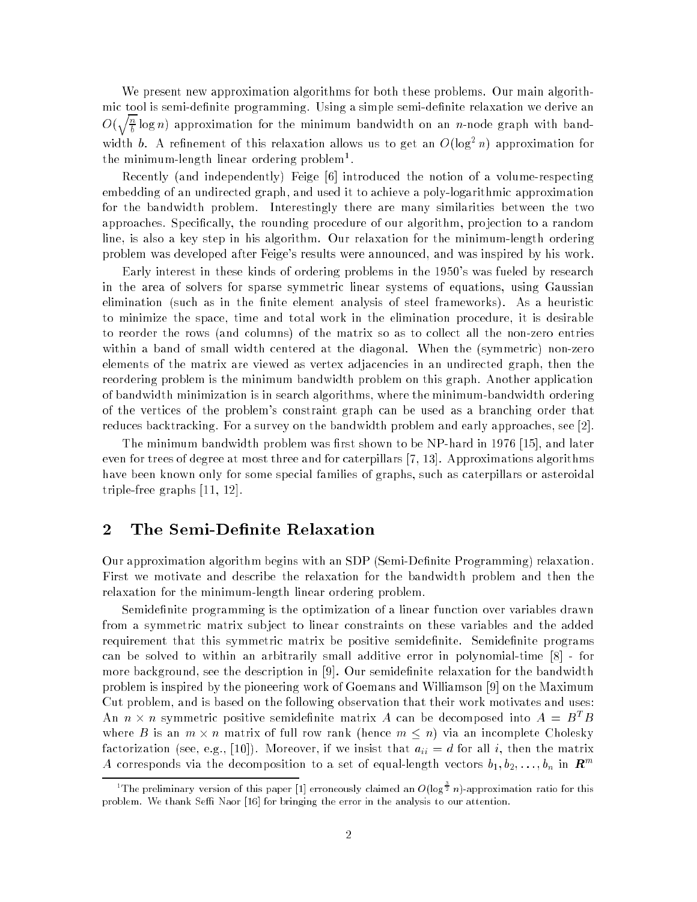We present new approximation algorithms for both these problems. Our main algorithmic tool is semi-definite programming. Using a simple semi-definite relaxation we derive an $O(\sqrt{\frac{n}{b}}\log n)$ approximation for the minimum bandwidth on an $n$-node graph with bandwidth $b$. A refinement of this relaxation allows us to get an $O(\log^2 n)$ approximation for the minimum-length linear ordering problem[1].

Recently (and independently) Feige [6] introduced the notion of a volume-respecting embedding of an undirected graph, and used it to achieve a poly-logarithmic approximation for the bandwidth problem. Interestingly there are many similarities between the two approaches. Specifically, the rounding procedure of our algorithm, projection to a random line, is also a key step in his algorithm. Our relaxation for the minimum-length ordering problem was developed after Feige's results were announced, and was inspired by his work.

Early interest in these kinds of ordering problems in the 1950's was fueled by research in the area of solvers for sparse symmetric linear systems of equations, using Gaussian elimination (such as in the finite element analysis of steel frameworks). As a heuristic to minimize the space, time and total work in the elimination procedure, it is desirable to reorder the rows (and columns) of the matrix so as to collect all the non-zero entries within a band of small width centered at the diagonal. When the (symmetric) non-zero elements of the matrix are viewed as vertex adjacencies in an undirected graph, then the reordering problem is the minimum bandwidth problem on this graph. Another application of bandwidth minimization is in search algorithms, where the minimum-bandwidth ordering of the vertices of the problem's constraint graph can be used as a branching order that reduces backtracking. For a survey on the bandwidth problem and early approaches, see [2].

The minimum bandwidth problem was first shown to be NP-hard in 1976 [15], and later even for trees of degree at most three and for caterpillars [7, 13]. Approximations algorithms have been known only for some special families of graphs, such as caterpillars or asteroidal triple-free graphs [11, 12].

## 2 The Semi-Definite Relaxation

Our approximation algorithm begins with an SDP (Semi-Definite Programming) relaxation. First we motivate and describe the relaxation for the bandwidth problem and then the relaxation for the minimum-length linear ordering problem.

Semidefinite programming is the optimization of a linear function over variables drawn from a symmetric matrix subject to linear constraints on these variables and the added requirement that this symmetric matrix be positive semidefinite. Semidefinite programs can be solved to within an arbitrarily small additive error in polynomial-time [8] - for more background, see the description in [9]. Our semidefinite relaxation for the bandwidth problem is inspired by the pioneering work of Goemans and Williamson [9] on the Maximum Cut problem, and is based on the following observation that their work motivates and uses: An $n \times n$ symmetric positive semidefinite matrix $A$ can be decomposed into $A = B^T B$ where $B$ is an $m \times n$ matrix of full row rank (hence $m \leq n$) via an incomplete Cholesky factorization (see, e.g., [10]). Moreover, if we insist that $a_{ii} = d$ for all $i$, then the matrix $A$ corresponds via the decomposition to a set of equal-length vectors $b_1, b_2, \ldots, b_n$ in $\boldsymbol{R}^m$

[1]The preliminary version of this paper [1] erroneously claimed an $O(\log^{\frac{3}{2}} n)$-approximation ratio for this problem. We thank Seffi Naor [16] for bringing the error in the analysis to our attention.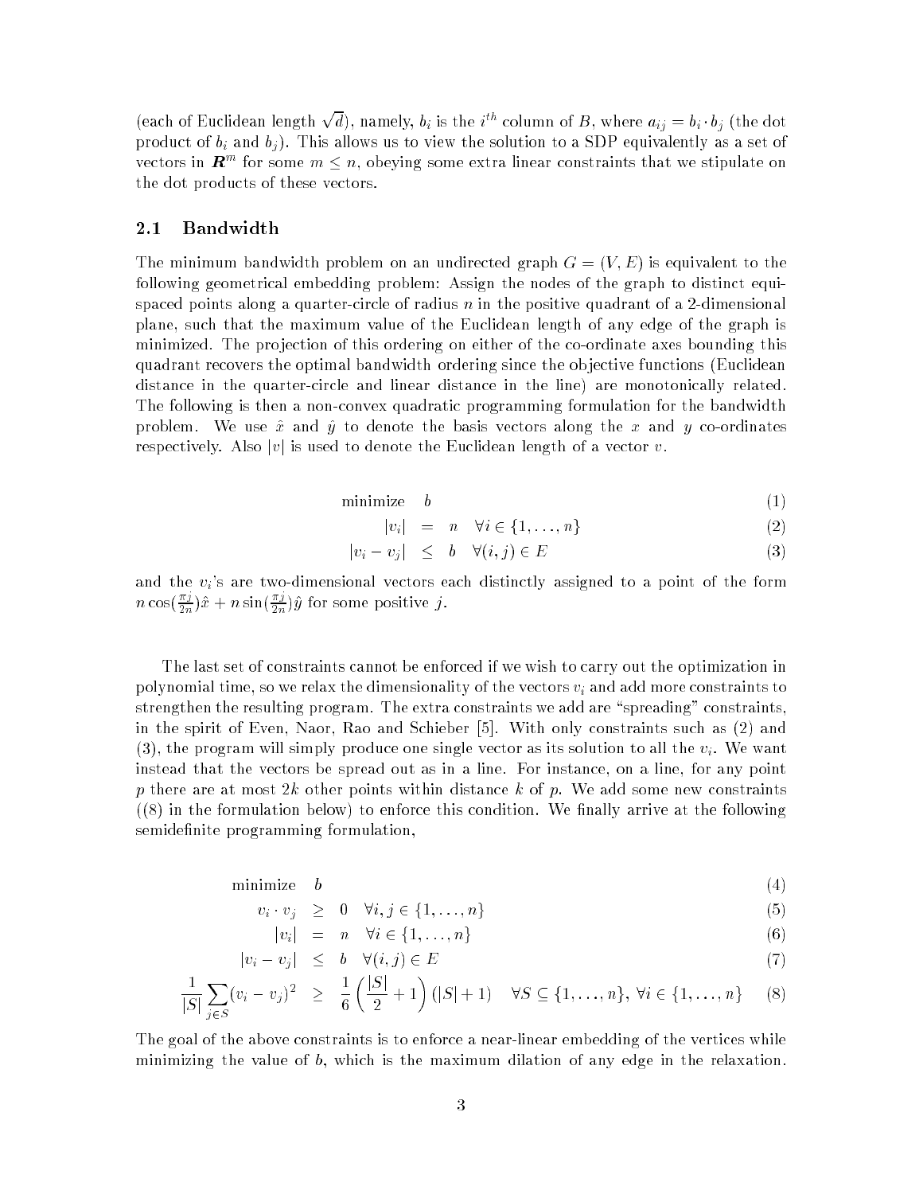(each of Euclidean length $\sqrt{d}$), namely, $b_i$ is the $i^{th}$ column of $B$, where $a_{ij} = b_i \cdot b_j$ (the dot product of $b_i$ and $b_j$). This allows us to view the solution to a SDP equivalently as a set of vectors in $\boldsymbol{R}^m$ for some $m \leq n$, obeying some extra linear constraints that we stipulate on the dot products of these vectors.

## 2.1 Bandwidth

The minimum bandwidth problem on an undirected graph $G = (V, E)$ is equivalent to the following geometrical embedding problem: Assign the nodes of the graph to distinct equi-spaced points along a quarter-circle of radius $n$ in the positive quadrant of a 2-dimensional plane, such that the maximum value of the Euclidean length of any edge of the graph is minimized. The projection of this ordering on either of the co-ordinate axes bounding this quadrant recovers the optimal bandwidth ordering since the objective functions (Euclidean distance in the quarter-circle and linear distance in the line) are monotonically related. The following is then a non-convex quadratic programming formulation for the bandwidth problem. We use $\hat{x}$ and $\hat{y}$ to denote the basis vectors along the $x$ and $y$ co-ordinates respectively. Also $|v|$ is used to denote the Euclidean length of a vector $v$.

$$
\begin{aligned}
\text{minimize} \quad & b && (1) \\
|v_i| \quad &= \quad n \quad \forall i \in \{1, \ldots, n\} && (2) \\
|v_i - v_j| \quad &\leq \quad b \quad \forall (i,j) \in E && (3)
\end{aligned}
$$

and the $v_i$'s are two-dimensional vectors each distinctly assigned to a point of the form $n \cos(\frac{\pi j}{2n})\hat{x} + n \sin(\frac{\pi j}{2n})\hat{y}$ for some positive $j$.

The last set of constraints cannot be enforced if we wish to carry out the optimization in polynomial time, so we relax the dimensionality of the vectors $v_i$ and add more constraints to strengthen the resulting program. The extra constraints we add are "spreading" constraints, in the spirit of Even, Naor, Rao and Schieber [5]. With only constraints such as (2) and (3), the program will simply produce one single vector as its solution to all the $v_i$. We want instead that the vectors be spread out as in a line. For instance, on a line, for any point $p$ there are at most $2k$ other points within distance $k$ of $p$. We add some new constraints ((8) in the formulation below) to enforce this condition. We finally arrive at the following semidefinite programming formulation,

$$
\begin{aligned}
\text{minimize} \quad & b && (4) \\
v_i \cdot v_j \quad &\geq \quad 0 \quad \forall i,j \in \{1, \ldots, n\} && (5) \\
|v_i| \quad &= \quad n \quad \forall i \in \{1, \ldots, n\} && (6) \\
|v_i - v_j| \quad &\leq \quad b \quad \forall (i,j) \in E && (7) \\
\frac{1}{|S|} \sum_{j \in S} (v_i - v_j)^2 \quad &\geq \quad \frac{1}{6}\left(\frac{|S|}{2} + 1\right)(|S| + 1) \quad \forall S \subseteq \{1, \ldots, n\}, \forall i \in \{1, \ldots, n\} && (8)
\end{aligned}
$$

The goal of the above constraints is to enforce a near-linear embedding of the vertices while minimizing the value of $b$, which is the maximum dilation of any edge in the relaxation.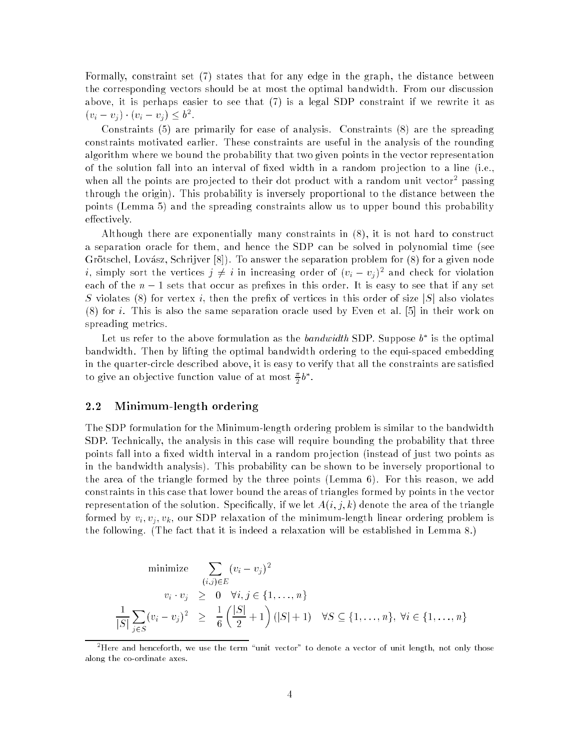Formally, constraint set (7) states that for any edge in the graph, the distance between the corresponding vectors should be at most the optimal bandwidth. From our discussion above, it is perhaps easier to see that (7) is a legal SDP constraint if we rewrite it as $(v_i - v_j) \cdot (v_i - v_j) \leq b^2$.

Constraints (5) are primarily for ease of analysis. Constraints (8) are the spreading constraints motivated earlier. These constraints are useful in the analysis of the rounding algorithm where we bound the probability that two given points in the vector representation of the solution fall into an interval of fixed width in a random projection to a line (i.e., when all the points are projected to their dot product with a random unit vector[2] passing through the origin). This probability is inversely proportional to the distance between the points (Lemma 5) and the spreading constraints allow us to upper bound this probability effectively.

Although there are exponentially many constraints in (8), it is not hard to construct a separation oracle for them, and hence the SDP can be solved in polynomial time (see Grötschel, Lovász, Schrijver [8]). To answer the separation problem for (8) for a given node $i$, simply sort the vertices $j \neq i$ in increasing order of $(v_i - v_j)^2$ and check for violation each of the $n-1$ sets that occur as prefixes in this order. It is easy to see that if any set $S$ violates (8) for vertex $i$, then the prefix of vertices in this order of size $|S|$ also violates (8) for $i$. This is also the same separation oracle used by Even et al. [5] in their work on spreading metrics.

Let us refer to the above formulation as the *bandwidth* SDP. Suppose $b^*$ is the optimal bandwidth. Then by lifting the optimal bandwidth ordering to the equi-spaced embedding in the quarter-circle described above, it is easy to verify that all the constraints are satisfied to give an objective function value of at most $\frac{\pi}{2} b^*$.

## 2.2 Minimum-length ordering

The SDP formulation for the Minimum-length ordering problem is similar to the bandwidth SDP. Technically, the analysis in this case will require bounding the probability that three points fall into a fixed width interval in a random projection (instead of just two points as in the bandwidth analysis). This probability can be shown to be inversely proportional to the area of the triangle formed by the three points (Lemma 6). For this reason, we add constraints in this case that lower bound the areas of triangles formed by points in the vector representation of the solution. Specifically, if we let $A(i,j,k)$ denote the area of the triangle formed by $v_i, v_j, v_k$, our SDP relaxation of the minimum-length linear ordering problem is the following. (The fact that it is indeed a relaxation will be established in Lemma 8.)

$$
\begin{aligned}
\text{minimize} \quad & \sum_{(i,j) \in E} (v_i - v_j)^2 \\
v_i \cdot v_j \quad & \geq \quad 0 \quad \forall i, j \in \{1, \ldots, n\} \\
\frac{1}{|S|} \sum_{j \in S} (v_i - v_j)^2 \quad & \geq \quad \frac{1}{6} \left( \frac{|S|}{2} + 1 \right) (|S| + 1) \quad \forall S \subseteq \{1, \ldots, n\}, \ \forall i \in \{1, \ldots, n\}
\end{aligned}
$$

[2] Here and henceforth, we use the term "unit vector" to denote a vector of unit length, not only those along the co-ordinate axes.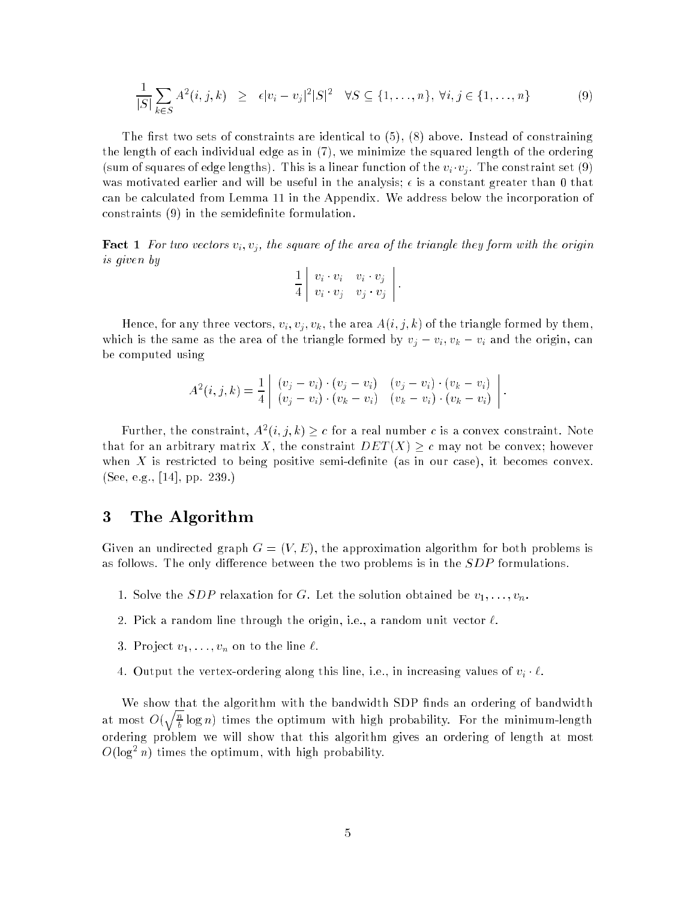$$\frac{1}{|S|}\sum_{k\in S} A^2(i,j,k) \;\;\geq\;\; \epsilon |v_i - v_j|^2 |S|^2 \quad \forall S \subseteq \{1,\ldots,n\},\; \forall i,j \in \{1,\ldots,n\} \tag{9}$$

The first two sets of constraints are identical to (5), (8) above. Instead of constraining the length of each individual edge as in (7), we minimize the squared length of the ordering (sum of squares of edge lengths). This is a linear function of the $v_i \cdot v_j$. The constraint set (9) was motivated earlier and will be useful in the analysis; $\epsilon$ is a constant greater than 0 that can be calculated from Lemma 11 in the Appendix. We address below the incorporation of constraints (9) in the semidefinite formulation.

**Fact 1** *For two vectors $v_i, v_j$, the square of the area of the triangle they form with the origin is given by*

$$\frac{1}{4}\begin{vmatrix} v_i \cdot v_i & v_i \cdot v_j \\ v_i \cdot v_j & v_j \cdot v_j \end{vmatrix}.$$

Hence, for any three vectors, $v_i, v_j, v_k$, the area $A(i,j,k)$ of the triangle formed by them, which is the same as the area of the triangle formed by $v_j - v_i, v_k - v_i$ and the origin, can be computed using

$$A^2(i,j,k) = \frac{1}{4}\begin{vmatrix} (v_j - v_i)\cdot(v_j - v_i) & (v_j - v_i)\cdot(v_k - v_i) \\ (v_j - v_i)\cdot(v_k - v_i) & (v_k - v_i)\cdot(v_k - v_i) \end{vmatrix}.$$

Further, the constraint, $A^2(i,j,k) \geq c$ for a real number $c$ is a convex constraint. Note that for an arbitrary matrix $X$, the constraint $DET(X) \geq c$ may not be convex; however when $X$ is restricted to being positive semi-definite (as in our case), it becomes convex. (See, e.g., [14], pp. 239.)

## 3 The Algorithm

Given an undirected graph $G = (V, E)$, the approximation algorithm for both problems is as follows. The only difference between the two problems is in the $SDP$ formulations.

1. Solve the $SDP$ relaxation for $G$. Let the solution obtained be $v_1, \ldots, v_n$.
2. Pick a random line through the origin, i.e., a random unit vector $\ell$.
3. Project $v_1, \ldots, v_n$ on to the line $\ell$.
4. Output the vertex-ordering along this line, i.e., in increasing values of $v_i \cdot \ell$.

We show that the algorithm with the bandwidth SDP finds an ordering of bandwidth at most $O(\sqrt{\frac{n}{b}}\log n)$ times the optimum with high probability. For the minimum-length ordering problem we will show that this algorithm gives an ordering of length at most $O(\log^2 n)$ times the optimum, with high probability.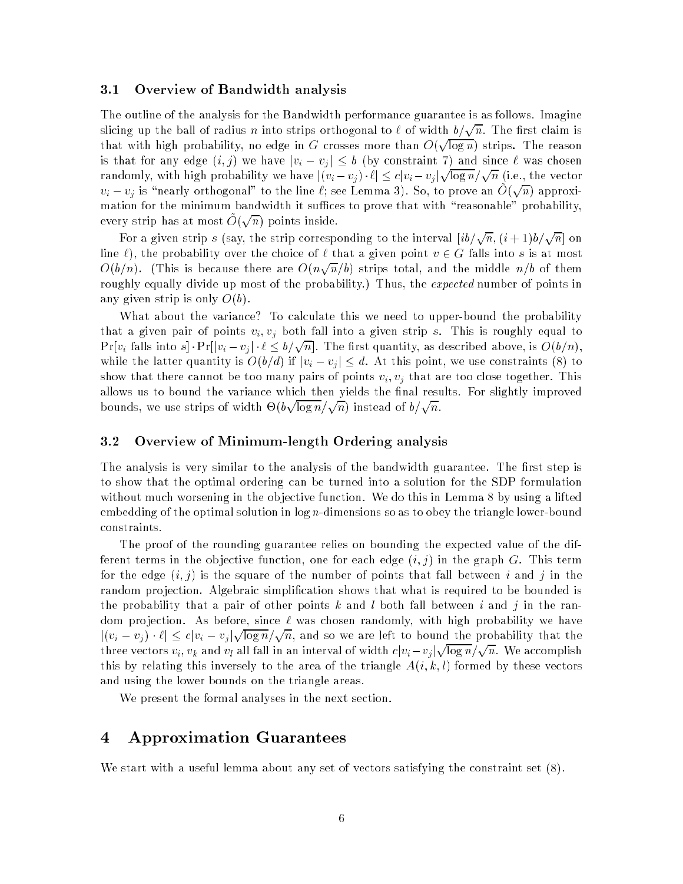### 3.1 Overview of Bandwidth analysis

The outline of the analysis for the Bandwidth performance guarantee is as follows. Imagine slicing up the ball of radius $n$ into strips orthogonal to $\ell$ of width $b/\sqrt{n}$. The first claim is that with high probability, no edge in $G$ crosses more than $O(\sqrt{\log n})$ strips. The reason is that for any edge $(i,j)$ we have $|v_i - v_j| \leq b$ (by constraint 7) and since $\ell$ was chosen randomly, with high probability we have $|(v_i - v_j) \cdot \ell| \leq c|v_i - v_j|\sqrt{\log n}/\sqrt{n}$ (i.e., the vector $v_i - v_j$ is "nearly orthogonal" to the line $\ell$; see Lemma 3). So, to prove an $\tilde{O}(\sqrt{n})$ approximation for the minimum bandwidth it suffices to prove that with "reasonable" probability, every strip has at most $\tilde{O}(\sqrt{n})$ points inside.

For a given strip $s$ (say, the strip corresponding to the interval $[ib/\sqrt{n}, (i+1)b/\sqrt{n}]$ on line $\ell$), the probability over the choice of $\ell$ that a given point $v \in G$ falls into $s$ is at most $O(b/n)$. (This is because there are $O(n\sqrt{n}/b)$ strips total, and the middle $n/b$ of them roughly equally divide up most of the probability.) Thus, the *expected* number of points in any given strip is only $O(b)$.

What about the variance? To calculate this we need to upper-bound the probability that a given pair of points $v_i, v_j$ both fall into a given strip $s$. This is roughly equal to $\Pr[v_i \text{ falls into } s] \cdot \Pr[|v_i - v_j| \cdot \ell \leq b/\sqrt{n}]$. The first quantity, as described above, is $O(b/n)$, while the latter quantity is $O(b/d)$ if $|v_i - v_j| \leq d$. At this point, we use constraints (8) to show that there cannot be too many pairs of points $v_i, v_j$ that are too close together. This allows us to bound the variance which then yields the final results. For slightly improved bounds, we use strips of width $\Theta(b\sqrt{\log n}/\sqrt{n})$ instead of $b/\sqrt{n}$.

### 3.2 Overview of Minimum-length Ordering analysis

The analysis is very similar to the analysis of the bandwidth guarantee. The first step is to show that the optimal ordering can be turned into a solution for the SDP formulation without much worsening in the objective function. We do this in Lemma 8 by using a lifted embedding of the optimal solution in $\log n$-dimensions so as to obey the triangle lower-bound constraints.

The proof of the rounding guarantee relies on bounding the expected value of the different terms in the objective function, one for each edge $(i,j)$ in the graph $G$. This term for the edge $(i,j)$ is the square of the number of points that fall between $i$ and $j$ in the random projection. Algebraic simplification shows that what is required to be bounded is the probability that a pair of other points $k$ and $l$ both fall between $i$ and $j$ in the random projection. As before, since $\ell$ was chosen randomly, with high probability we have $|(v_i - v_j) \cdot \ell| \leq c|v_i - v_j|\sqrt{\log n}/\sqrt{n}$, and so we are left to bound the probability that the three vectors $v_i$, $v_k$ and $v_l$ all fall in an interval of width $c|v_i - v_j|\sqrt{\log n}/\sqrt{n}$. We accomplish this by relating this inversely to the area of the triangle $A(i,k,l)$ formed by these vectors and using the lower bounds on the triangle areas.

We present the formal analyses in the next section.

## 4 Approximation Guarantees

We start with a useful lemma about any set of vectors satisfying the constraint set (8).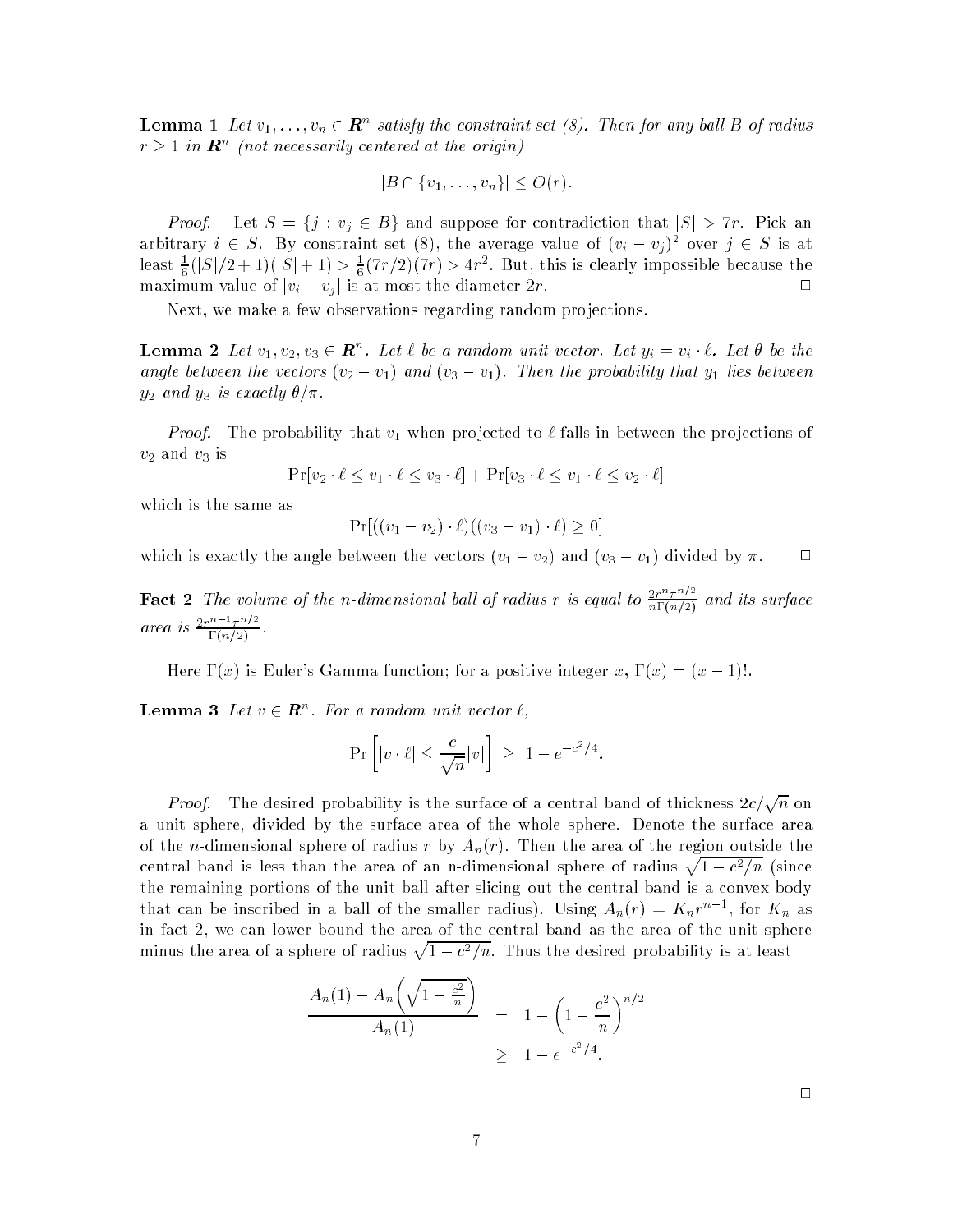**Lemma 1** *Let $v_1, \ldots, v_n \in \boldsymbol{R}^n$ satisfy the constraint set (8). Then for any ball $B$ of radius $r \geq 1$ in $\boldsymbol{R}^n$ (not necessarily centered at the origin)*

$$|B \cap \{v_1, \ldots, v_n\}| \leq O(r).$$

*Proof.* Let $S = \{j : v_j \in B\}$ and suppose for contradiction that $|S| > 7r$. Pick an arbitrary $i \in S$. By constraint set (8), the average value of $(v_i - v_j)^2$ over $j \in S$ is at least $\frac{1}{6}(|S|/2+1)(|S|+1) > \frac{1}{6}(7r/2)(7r) > 4r^2$. But, this is clearly impossible because the maximum value of $|v_i - v_j|$ is at most the diameter $2r$. □

Next, we make a few observations regarding random projections.

**Lemma 2** *Let $v_1, v_2, v_3 \in \boldsymbol{R}^n$. Let $\ell$ be a random unit vector. Let $y_i = v_i \cdot \ell$. Let $\theta$ be the angle between the vectors $(v_2 - v_1)$ and $(v_3 - v_1)$. Then the probability that $y_1$ lies between $y_2$ and $y_3$ is exactly $\theta/\pi$.*

*Proof.* The probability that $v_1$ when projected to $\ell$ falls in between the projections of $v_2$ and $v_3$ is

$$\Pr[v_2 \cdot \ell \leq v_1 \cdot \ell \leq v_3 \cdot \ell] + \Pr[v_3 \cdot \ell \leq v_1 \cdot \ell \leq v_2 \cdot \ell]$$

which is the same as

$$\Pr[((v_1 - v_2) \cdot \ell)((v_3 - v_1) \cdot \ell) \geq 0]$$

which is exactly the angle between the vectors $(v_1 - v_2)$ and $(v_3 - v_1)$ divided by $\pi$. □

**Fact 2** *The volume of the $n$-dimensional ball of radius $r$ is equal to $\frac{2r^n \pi^{n/2}}{n\Gamma(n/2)}$ and its surface area is $\frac{2r^{n-1}\pi^{n/2}}{\Gamma(n/2)}$.*

Here $\Gamma(x)$ is Euler's Gamma function; for a positive integer $x$, $\Gamma(x) = (x-1)!$.

**Lemma 3** *Let $v \in \boldsymbol{R}^n$. For a random unit vector $\ell$,*

$$\Pr\left[|v \cdot \ell| \leq \frac{c}{\sqrt{n}}|v|\right] \geq 1 - e^{-c^2/4}.$$

*Proof.* The desired probability is the surface of a central band of thickness $2c/\sqrt{n}$ on a unit sphere, divided by the surface area of the whole sphere. Denote the surface area of the $n$-dimensional sphere of radius $r$ by $A_n(r)$. Then the area of the region outside the central band is less than the area of an n-dimensional sphere of radius $\sqrt{1 - c^2/n}$ (since the remaining portions of the unit ball after slicing out the central band is a convex body that can be inscribed in a ball of the smaller radius). Using $A_n(r) = K_n r^{n-1}$, for $K_n$ as in fact 2, we can lower bound the area of the central band as the area of the unit sphere minus the area of a sphere of radius $\sqrt{1 - c^2/n}$. Thus the desired probability is at least

$$\begin{aligned}
\frac{A_n(1) - A_n\left(\sqrt{1 - \frac{c^2}{n}}\right)}{A_n(1)} &= 1 - \left(1 - \frac{c^2}{n}\right)^{n/2} \\
&\geq 1 - e^{-c^2/4}.
\end{aligned}$$

□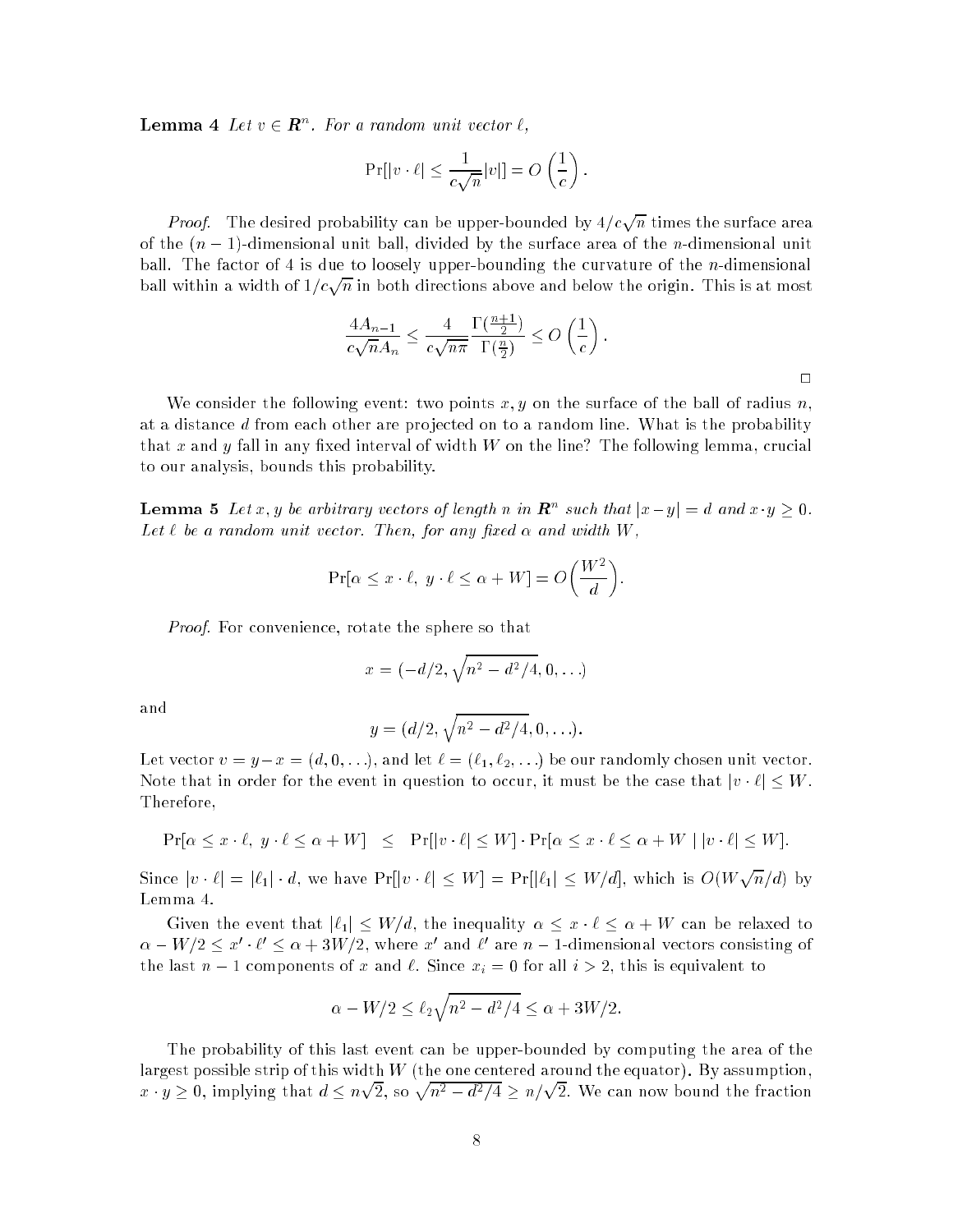**Lemma 4** *Let $v \in \boldsymbol{R}^n$. For a random unit vector $\ell$,*

$$\Pr[|v \cdot \ell| \leq \frac{1}{c\sqrt{n}}|v|] = O\left(\frac{1}{c}\right).$$

*Proof.* The desired probability can be upper-bounded by $4/c\sqrt{n}$ times the surface area of the $(n-1)$-dimensional unit ball, divided by the surface area of the $n$-dimensional unit ball. The factor of 4 is due to loosely upper-bounding the curvature of the $n$-dimensional ball within a width of $1/c\sqrt{n}$ in both directions above and below the origin. This is at most

$$\frac{4A_{n-1}}{c\sqrt{n}A_n} \leq \frac{4}{c\sqrt{n\pi}} \frac{\Gamma(\frac{n+1}{2})}{\Gamma(\frac{n}{2})} \leq O\left(\frac{1}{c}\right).$$

□

We consider the following event: two points $x, y$ on the surface of the ball of radius $n$, at a distance $d$ from each other are projected on to a random line. What is the probability that $x$ and $y$ fall in any fixed interval of width $W$ on the line? The following lemma, crucial to our analysis, bounds this probability.

**Lemma 5** *Let $x, y$ be arbitrary vectors of length $n$ in $\boldsymbol{R}^n$ such that $|x - y| = d$ and $x \cdot y \geq 0$. Let $\ell$ be a random unit vector. Then, for any fixed $\alpha$ and width $W$,*

$$\Pr[\alpha \leq x \cdot \ell,\ y \cdot \ell \leq \alpha + W] = O\bigg(\frac{W^2}{d}\bigg).$$

*Proof.* For convenience, rotate the sphere so that

$$x = (-d/2, \sqrt{n^2 - d^2/4}, 0, \ldots)$$

and

$$y = (d/2, \sqrt{n^2 - d^2/4}, 0, \ldots).$$

Let vector $v = y - x = (d, 0, \ldots)$, and let $\ell = (\ell_1, \ell_2, \ldots)$ be our randomly chosen unit vector. Note that in order for the event in question to occur, it must be the case that $|v \cdot \ell| \leq W$. Therefore,

$$\Pr[\alpha \leq x \cdot \ell,\ y \cdot \ell \leq \alpha + W] \quad \leq \quad \Pr[|v \cdot \ell| \leq W] \cdot \Pr[\alpha \leq x \cdot \ell \leq \alpha + W \mid |v \cdot \ell| \leq W].$$

Since $|v \cdot \ell| = |\ell_1| \cdot d$, we have $\Pr[|v \cdot \ell| \leq W] = \Pr[|\ell_1| \leq W/d]$, which is $O(W\sqrt{n}/d)$ by Lemma 4.

Given the event that $|\ell_1| \leq W/d$, the inequality $\alpha \leq x \cdot \ell \leq \alpha + W$ can be relaxed to $\alpha - W/2 \leq x' \cdot \ell' \leq \alpha + 3W/2$, where $x'$ and $\ell'$ are $n-1$-dimensional vectors consisting of the last $n - 1$ components of $x$ and $\ell$. Since $x_i = 0$ for all $i > 2$, this is equivalent to

$$\alpha - W/2 \leq \ell_2\sqrt{n^2 - d^2/4} \leq \alpha + 3W/2.$$

The probability of this last event can be upper-bounded by computing the area of the largest possible strip of this width $W$ (the one centered around the equator). By assumption, $x \cdot y \geq 0$, implying that $d \leq n\sqrt{2}$, so $\sqrt{n^2 - d^2/4} \geq n/\sqrt{2}$. We can now bound the fraction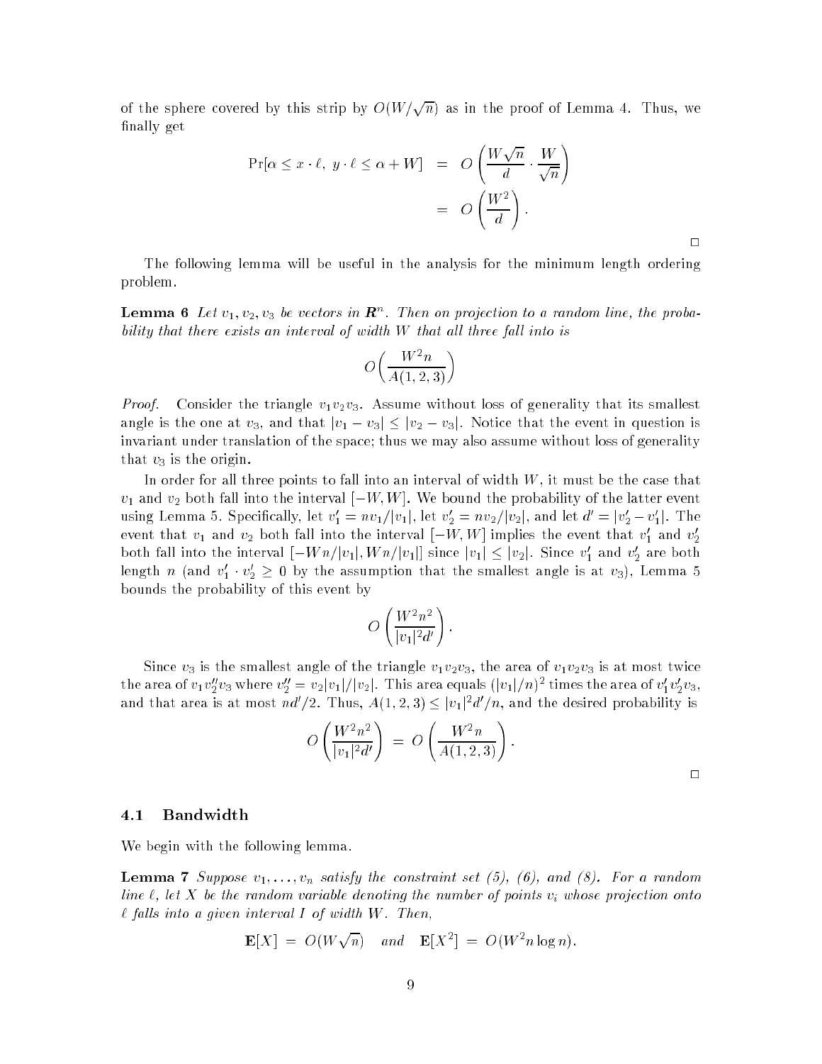of the sphere covered by this strip by $O(W/\sqrt{n})$ as in the proof of Lemma 4. Thus, we finally get

$$\begin{aligned}
\Pr[\alpha \le x \cdot \ell,\ y \cdot \ell \le \alpha + W] &= O\left(\frac{W\sqrt{n}}{d} \cdot \frac{W}{\sqrt{n}}\right) \\
&= O\left(\frac{W^2}{d}\right).
\end{aligned}$$

□

The following lemma will be useful in the analysis for the minimum length ordering problem.

**Lemma 6** *Let $v_1, v_2, v_3$ be vectors in $\mathbf{R}^n$. Then on projection to a random line, the probability that there exists an interval of width $W$ that all three fall into is*

$$O\left(\frac{W^2 n}{A(1,2,3)}\right)$$

*Proof.* Consider the triangle $v_1 v_2 v_3$. Assume without loss of generality that its smallest angle is the one at $v_3$, and that $|v_1 - v_3| \le |v_2 - v_3|$. Notice that the event in question is invariant under translation of the space; thus we may also assume without loss of generality that $v_3$ is the origin.

In order for all three points to fall into an interval of width $W$, it must be the case that $v_1$ and $v_2$ both fall into the interval $[-W, W]$. We bound the probability of the latter event using Lemma 5. Specifically, let $v_1' = nv_1/|v_1|$, let $v_2' = nv_2/|v_2|$, and let $d' = |v_2' - v_1'|$. The event that $v_1$ and $v_2$ both fall into the interval $[-W, W]$ implies the event that $v_1'$ and $v_2'$ both fall into the interval $[-Wn/|v_1|, Wn/|v_1|]$ since $|v_1| \le |v_2|$. Since $v_1'$ and $v_2'$ are both length $n$ (and $v_1' \cdot v_2' \ge 0$ by the assumption that the smallest angle is at $v_3$), Lemma 5 bounds the probability of this event by

$$O\left(\frac{W^2 n^2}{|v_1|^2 d'}\right).$$

Since $v_3$ is the smallest angle of the triangle $v_1 v_2 v_3$, the area of $v_1 v_2 v_3$ is at most twice the area of $v_1 v_2'' v_3$ where $v_2'' = v_2 |v_1|/|v_2|$. This area equals $(|v_1|/n)^2$ times the area of $v_1' v_2' v_3$, and that area is at most $nd'/2$. Thus, $A(1,2,3) \le |v_1|^2 d'/n$, and the desired probability is

$$O\left(\frac{W^2 n^2}{|v_1|^2 d'}\right) = O\left(\frac{W^2 n}{A(1,2,3)}\right).$$

□

### 4.1 Bandwidth

We begin with the following lemma.

**Lemma 7** *Suppose $v_1, \ldots, v_n$ satisfy the constraint set (5), (6), and (8). For a random line $\ell$, let $X$ be the random variable denoting the number of points $v_i$ whose projection onto $\ell$ falls into a given interval $I$ of width $W$. Then,*

$$\mathbf{E}[X] = O(W\sqrt{n}) \quad \textit{and} \quad \mathbf{E}[X^2] = O(W^2 n \log n).$$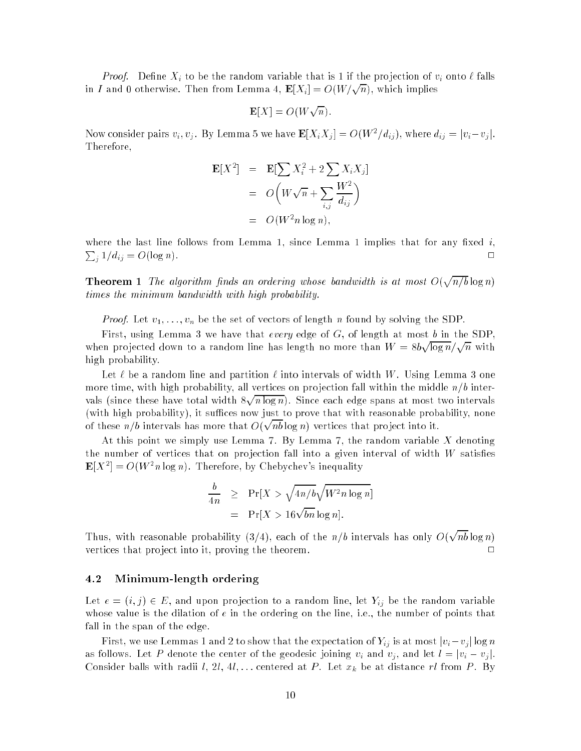*Proof.* Define $X_i$ to be the random variable that is 1 if the projection of $v_i$ onto $\ell$ falls in $I$ and 0 otherwise. Then from Lemma 4, $\mathbf{E}[X_i] = O(W/\sqrt{n})$, which implies

$$\mathbf{E}[X] = O(W\sqrt{n}).$$

Now consider pairs $v_i, v_j$. By Lemma 5 we have $\mathbf{E}[X_i X_j] = O(W^2/d_{ij})$, where $d_{ij} = |v_i - v_j|$. Therefore,

$$\begin{aligned}
\mathbf{E}[X^2] &= \mathbf{E}[\sum X_i^2 + 2\sum X_i X_j] \\
&= O\Big(W\sqrt{n} + \sum_{i,j} \frac{W^2}{d_{ij}}\Big) \\
&= O(W^2 n \log n),
\end{aligned}$$

where the last line follows from Lemma 1, since Lemma 1 implies that for any fixed $i$, $\sum_j 1/d_{ij} = O(\log n)$. □

**Theorem 1** *The algorithm finds an ordering whose bandwidth is at most $O(\sqrt{n/b}\log n)$ times the minimum bandwidth with high probability.*

*Proof.* Let $v_1, \ldots, v_n$ be the set of vectors of length $n$ found by solving the SDP.

First, using Lemma 3 we have that *every* edge of $G$, of length at most $b$ in the SDP, when projected down to a random line has length no more than $W = 8b\sqrt{\log n}/\sqrt{n}$ with high probability.

Let $\ell$ be a random line and partition $\ell$ into intervals of width $W$. Using Lemma 3 one more time, with high probability, all vertices on projection fall within the middle $n/b$ intervals (since these have total width $8\sqrt{n \log n}$). Since each edge spans at most two intervals (with high probability), it suffices now just to prove that with reasonable probability, none of these $n/b$ intervals has more that $O(\sqrt{nb}\log n)$ vertices that project into it.

At this point we simply use Lemma 7. By Lemma 7, the random variable $X$ denoting the number of vertices that on projection fall into a given interval of width $W$ satisfies $\mathbf{E}[X^2] = O(W^2 n \log n)$. Therefore, by Chebychev's inequality

$$\begin{aligned}
\frac{b}{4n} &\geq \Pr[X > \sqrt{4n/b}\sqrt{W^2 n \log n}] \\
&= \Pr[X > 16\sqrt{bn}\log n].
\end{aligned}$$

Thus, with reasonable probability (3/4), each of the $n/b$ intervals has only $O(\sqrt{nb}\log n)$ vertices that project into it, proving the theorem. □

### 4.2 Minimum-length ordering

Let $e = (i, j) \in E$, and upon projection to a random line, let $Y_{ij}$ be the random variable whose value is the dilation of $e$ in the ordering on the line, i.e., the number of points that fall in the span of the edge.

First, we use Lemmas 1 and 2 to show that the expectation of $Y_{ij}$ is at most $|v_i - v_j|\log n$ as follows. Let $P$ denote the center of the geodesic joining $v_i$ and $v_j$, and let $l = |v_i - v_j|$. Consider balls with radii $l$, $2l$, $4l, \ldots$ centered at $P$. Let $x_k$ be at distance $rl$ from $P$. By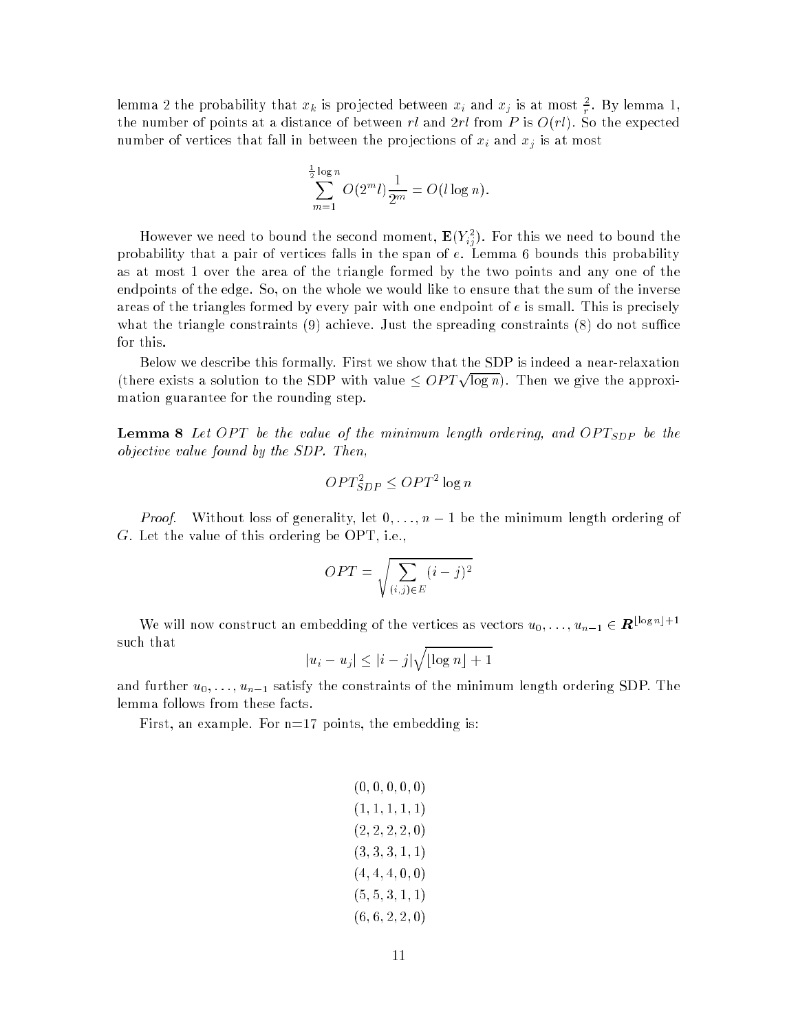lemma 2 the probability that $x_k$ is projected between $x_i$ and $x_j$ is at most $\frac{2}{r}$. By lemma 1, the number of points at a distance of between $rl$ and $2rl$ from $P$ is $O(rl)$. So the expected number of vertices that fall in between the projections of $x_i$ and $x_j$ is at most

$$\sum_{m=1}^{\frac{1}{2}\log n} O(2^m l)\frac{1}{2^m} = O(l \log n).$$

However we need to bound the second moment, $\mathbf{E}(Y_{ij}^2)$. For this we need to bound the probability that a pair of vertices falls in the span of $e$. Lemma 6 bounds this probability as at most 1 over the area of the triangle formed by the two points and any one of the endpoints of the edge. So, on the whole we would like to ensure that the sum of the inverse areas of the triangles formed by every pair with one endpoint of $e$ is small. This is precisely what the triangle constraints (9) achieve. Just the spreading constraints (8) do not suffice for this.

Below we describe this formally. First we show that the SDP is indeed a near-relaxation (there exists a solution to the SDP with value $\leq OPT\sqrt{\log n}$). Then we give the approximation guarantee for the rounding step.

**Lemma 8** *Let $OPT$ be the value of the minimum length ordering, and $OPT_{SDP}$ be the objective value found by the SDP. Then,*

$$OPT_{SDP}^2 \leq OPT^2 \log n$$

*Proof.* Without loss of generality, let $0, \ldots, n-1$ be the minimum length ordering of $G$. Let the value of this ordering be OPT, i.e.,

$$OPT = \sqrt{\sum_{(i,j)\in E} (i-j)^2}$$

We will now construct an embedding of the vertices as vectors $u_0, \ldots, u_{n-1} \in \boldsymbol{R}^{\lfloor \log n \rfloor + 1}$ such that

$$|u_i - u_j| \leq |i-j|\sqrt{\lfloor \log n \rfloor + 1}$$

and further $u_0, \ldots, u_{n-1}$ satisfy the constraints of the minimum length ordering SDP. The lemma follows from these facts.

First, an example. For n=17 points, the embedding is:

$$(0,0,0,0,0)$$
$$(1,1,1,1,1)$$
$$(2,2,2,2,0)$$
$$(3,3,3,1,1)$$
$$(4,4,4,0,0)$$
$$(5,5,3,1,1)$$
$$(6,6,2,2,0)$$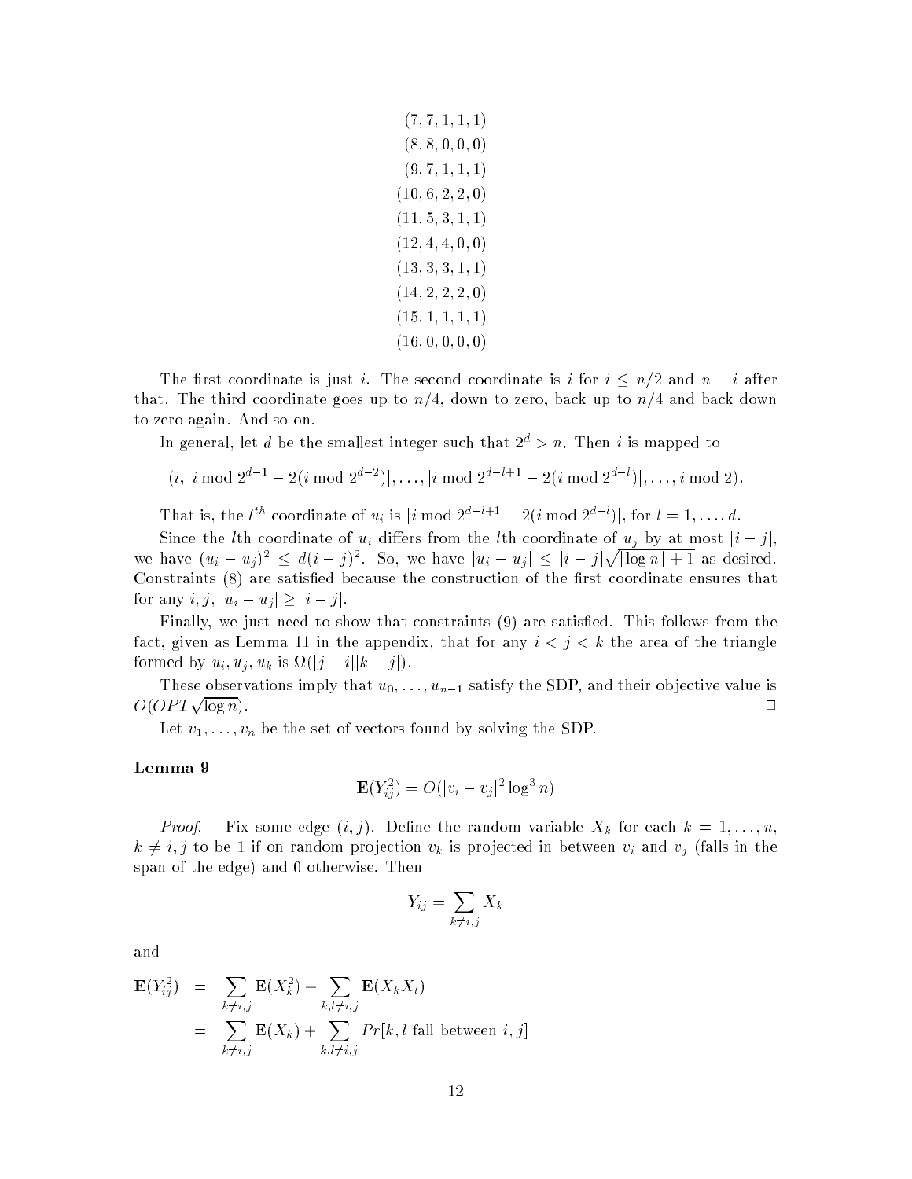$$(7, 7, 1, 1, 1)$$
$$(8, 8, 0, 0, 0)$$
$$(9, 7, 1, 1, 1)$$
$$(10, 6, 2, 2, 0)$$
$$(11, 5, 3, 1, 1)$$
$$(12, 4, 4, 0, 0)$$
$$(13, 3, 3, 1, 1)$$
$$(14, 2, 2, 2, 0)$$
$$(15, 1, 1, 1, 1)$$
$$(16, 0, 0, 0, 0)$$

The first coordinate is just $i$. The second coordinate is $i$ for $i \leq n/2$ and $n - i$ after that. The third coordinate goes up to $n/4$, down to zero, back up to $n/4$ and back down to zero again. And so on.

In general, let $d$ be the smallest integer such that $2^d > n$. Then $i$ is mapped to

$$(i, |i \bmod 2^{d-1} - 2(i \bmod 2^{d-2})|, \ldots, |i \bmod 2^{d-l+1} - 2(i \bmod 2^{d-l})|, \ldots, i \bmod 2).$$

That is, the $l^{th}$ coordinate of $u_i$ is $|i \bmod 2^{d-l+1} - 2(i \bmod 2^{d-l})|$, for $l = 1, \ldots, d$.

Since the $l$th coordinate of $u_i$ differs from the $l$th coordinate of $u_j$ by at most $|i - j|$, we have $(u_i - u_j)^2 \leq d(i-j)^2$. So, we have $|u_i - u_j| \leq |i - j|\sqrt{\lfloor \log n \rfloor + 1}$ as desired. Constraints (8) are satisfied because the construction of the first coordinate ensures that for any $i, j$, $|u_i - u_j| \geq |i - j|$.

Finally, we just need to show that constraints (9) are satisfied. This follows from the fact, given as Lemma 11 in the appendix, that for any $i < j < k$ the area of the triangle formed by $u_i, u_j, u_k$ is $\Omega(|j - i||k - j|)$.

These observations imply that $u_0, \ldots, u_{n-1}$ satisfy the SDP, and their objective value is $O(OPT\sqrt{\log n})$. □

Let $v_1, \ldots, v_n$ be the set of vectors found by solving the SDP.

**Lemma 9**

$$\mathbf{E}(Y_{ij}^2) = O(|v_i - v_j|^2 \log^3 n)$$

*Proof.* Fix some edge $(i, j)$. Define the random variable $X_k$ for each $k = 1, \ldots, n$, $k \neq i, j$ to be 1 if on random projection $v_k$ is projected in between $v_i$ and $v_j$ (falls in the span of the edge) and 0 otherwise. Then

$$Y_{ij} = \sum_{k \neq i,j} X_k$$

and

$$\begin{aligned}
\mathbf{E}(Y_{ij}^2) &= \sum_{k \neq i,j} \mathbf{E}(X_k^2) + \sum_{k,l \neq i,j} \mathbf{E}(X_k X_l) \\
&= \sum_{k \neq i,j} \mathbf{E}(X_k) + \sum_{k,l \neq i,j} Pr[k, l \text{ fall between } i, j]
\end{aligned}$$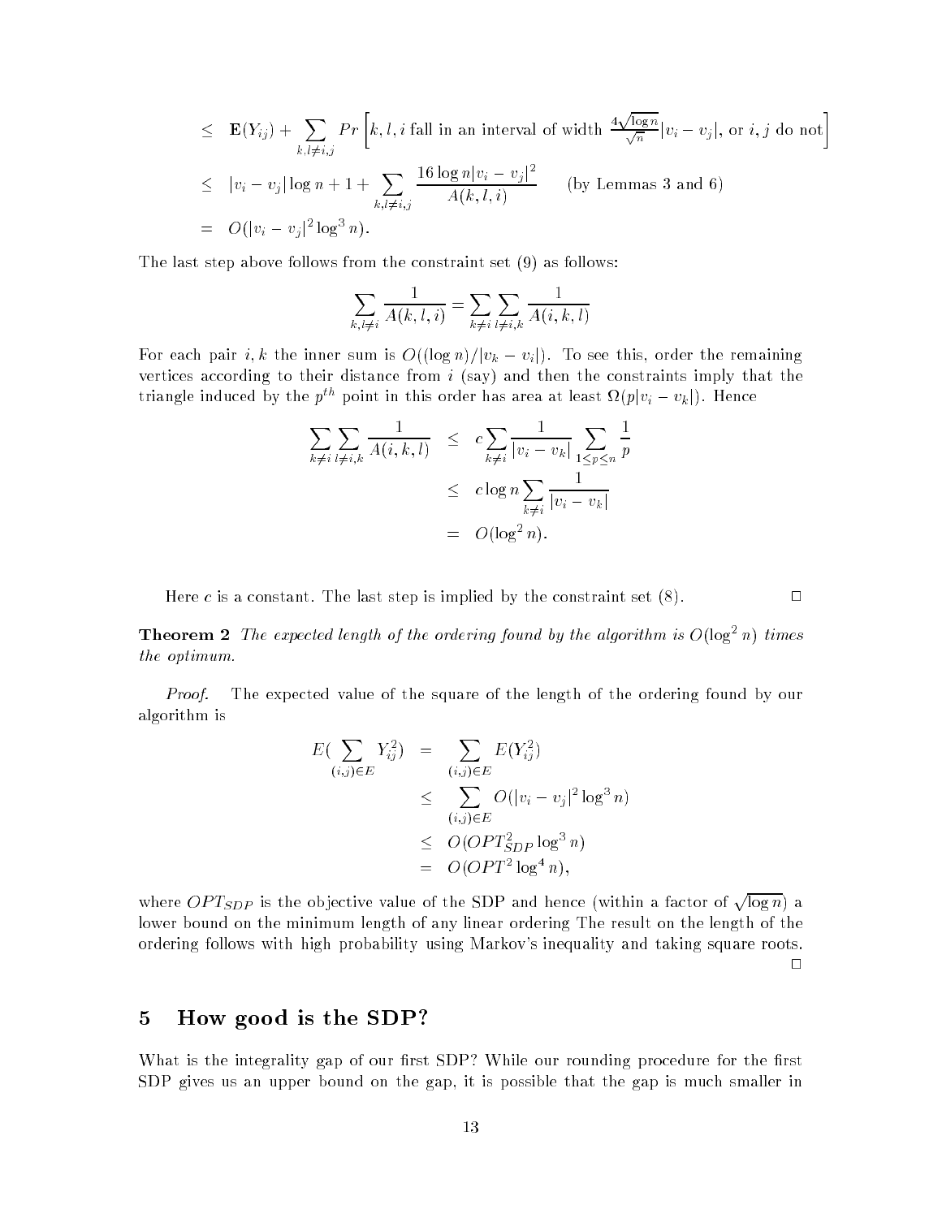$$
\begin{aligned}
&\leq \mathbf{E}(Y_{ij}) + \sum_{k,l \neq i,j} Pr\left[k, l, i \text{ fall in an interval of width } \frac{4\sqrt{\log n}}{\sqrt{n}}|v_i - v_j|, \text{ or } i, j \text{ do not}\right] \\
&\leq |v_i - v_j| \log n + 1 + \sum_{k,l \neq i,j} \frac{16 \log n |v_i - v_j|^2}{A(k,l,i)} \qquad \text{(by Lemmas 3 and 6)} \\
&= O(|v_i - v_j|^2 \log^3 n).
\end{aligned}
$$

The last step above follows from the constraint set (9) as follows:

$$
\sum_{k,l \neq i} \frac{1}{A(k,l,i)} = \sum_{k \neq i} \sum_{l \neq i,k} \frac{1}{A(i,k,l)}
$$

For each pair $i, k$ the inner sum is $O((\log n)/|v_k - v_i|)$. To see this, order the remaining vertices according to their distance from $i$ (say) and then the constraints imply that the triangle induced by the $p^{th}$ point in this order has area at least $\Omega(p|v_i - v_k|)$. Hence

$$
\begin{aligned}
\sum_{k \neq i} \sum_{l \neq i,k} \frac{1}{A(i,k,l)} &\leq c \sum_{k \neq i} \frac{1}{|v_i - v_k|} \sum_{1 \leq p \leq n} \frac{1}{p} \\
&\leq c \log n \sum_{k \neq i} \frac{1}{|v_i - v_k|} \\
&= O(\log^2 n).
\end{aligned}
$$

Here $c$ is a constant. The last step is implied by the constraint set (8). □

**Theorem 2** *The expected length of the ordering found by the algorithm is $O(\log^2 n)$ times the optimum.*

*Proof.* The expected value of the square of the length of the ordering found by our algorithm is

$$
\begin{aligned}
E\left(\sum_{(i,j) \in E} Y_{ij}^2\right) &= \sum_{(i,j) \in E} E(Y_{ij}^2) \\
&\leq \sum_{(i,j) \in E} O(|v_i - v_j|^2 \log^3 n) \\
&\leq O(OPT_{SDP}^2 \log^3 n) \\
&= O(OPT^2 \log^4 n),
\end{aligned}
$$

where $OPT_{SDP}$ is the objective value of the SDP and hence (within a factor of $\sqrt{\log n}$) a lower bound on the minimum length of any linear ordering The result on the length of the ordering follows with high probability using Markov's inequality and taking square roots. □

## 5 How good is the SDP?

What is the integrality gap of our first SDP? While our rounding procedure for the first SDP gives us an upper bound on the gap, it is possible that the gap is much smaller in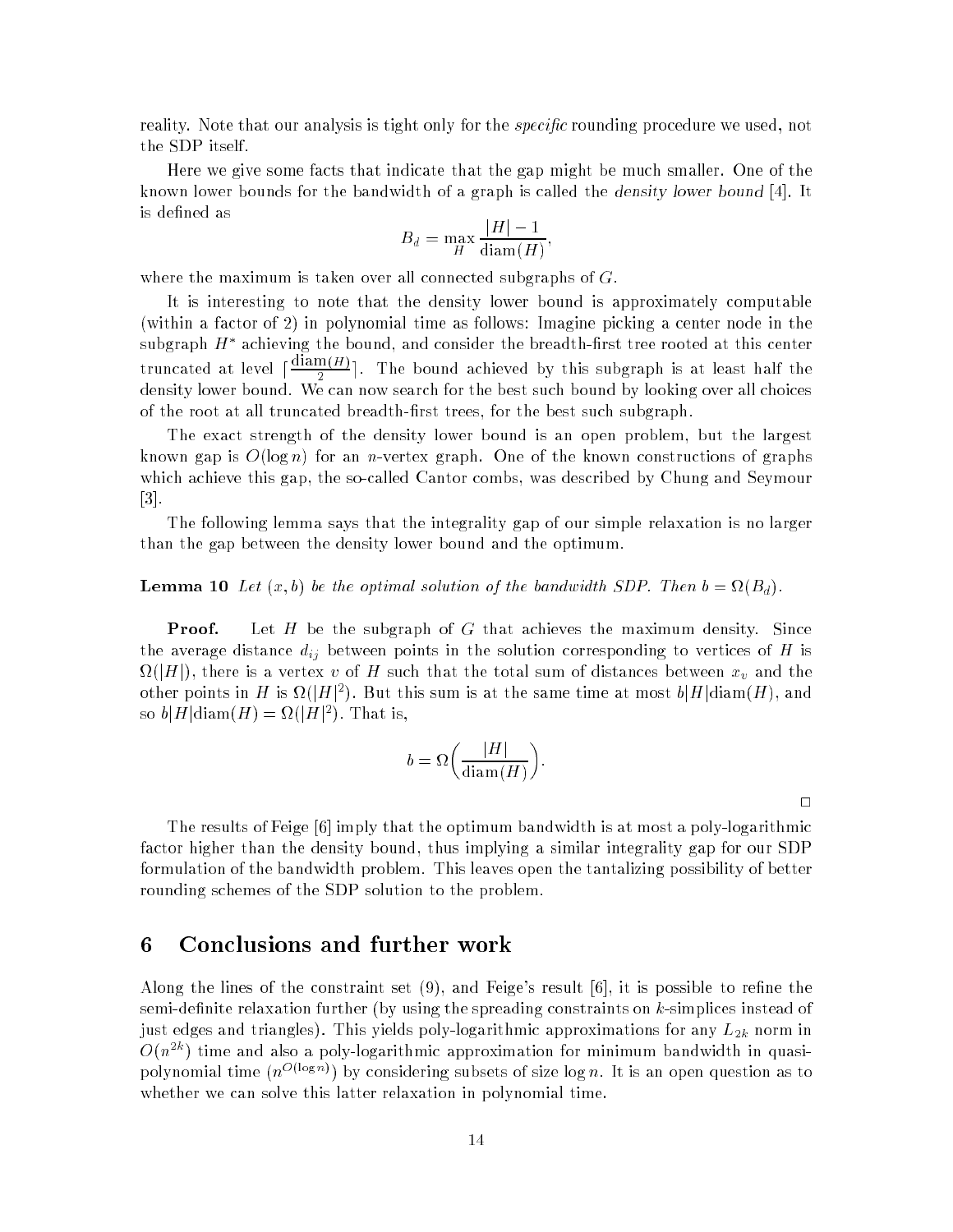reality. Note that our analysis is tight only for the *specific* rounding procedure we used, not the SDP itself.

Here we give some facts that indicate that the gap might be much smaller. One of the known lower bounds for the bandwidth of a graph is called the *density lower bound* [4]. It is defined as

$$B_d = \max_H \frac{|H| - 1}{\operatorname{diam}(H)},$$

where the maximum is taken over all connected subgraphs of $G$.

It is interesting to note that the density lower bound is approximately computable (within a factor of 2) in polynomial time as follows: Imagine picking a center node in the subgraph $H^*$ achieving the bound, and consider the breadth-first tree rooted at this center truncated at level $\lceil \frac{\operatorname{diam}(H)}{2} \rceil$. The bound achieved by this subgraph is at least half the density lower bound. We can now search for the best such bound by looking over all choices of the root at all truncated breadth-first trees, for the best such subgraph.

The exact strength of the density lower bound is an open problem, but the largest known gap is $O(\log n)$ for an $n$-vertex graph. One of the known constructions of graphs which achieve this gap, the so-called Cantor combs, was described by Chung and Seymour [3].

The following lemma says that the integrality gap of our simple relaxation is no larger than the gap between the density lower bound and the optimum.

**Lemma 10** *Let $(x, b)$ be the optimal solution of the bandwidth SDP. Then $b = \Omega(B_d)$.*

**Proof.** Let $H$ be the subgraph of $G$ that achieves the maximum density. Since the average distance $d_{ij}$ between points in the solution corresponding to vertices of $H$ is $\Omega(|H|)$, there is a vertex $v$ of $H$ such that the total sum of distances between $x_v$ and the other points in $H$ is $\Omega(|H|^2)$. But this sum is at the same time at most $b|H|\operatorname{diam}(H)$, and so $b|H|\operatorname{diam}(H) = \Omega(|H|^2)$. That is,

$$b = \Omega\left(\frac{|H|}{\operatorname{diam}(H)}\right).$$

□

The results of Feige [6] imply that the optimum bandwidth is at most a poly-logarithmic factor higher than the density bound, thus implying a similar integrality gap for our SDP formulation of the bandwidth problem. This leaves open the tantalizing possibility of better rounding schemes of the SDP solution to the problem.

## 6 Conclusions and further work

Along the lines of the constraint set (9), and Feige's result [6], it is possible to refine the semi-definite relaxation further (by using the spreading constraints on $k$-simplices instead of just edges and triangles). This yields poly-logarithmic approximations for any $L_{2k}$ norm in $O(n^{2k})$ time and also a poly-logarithmic approximation for minimum bandwidth in quasi-polynomial time ($n^{O(\log n)}$) by considering subsets of size $\log n$. It is an open question as to whether we can solve this latter relaxation in polynomial time.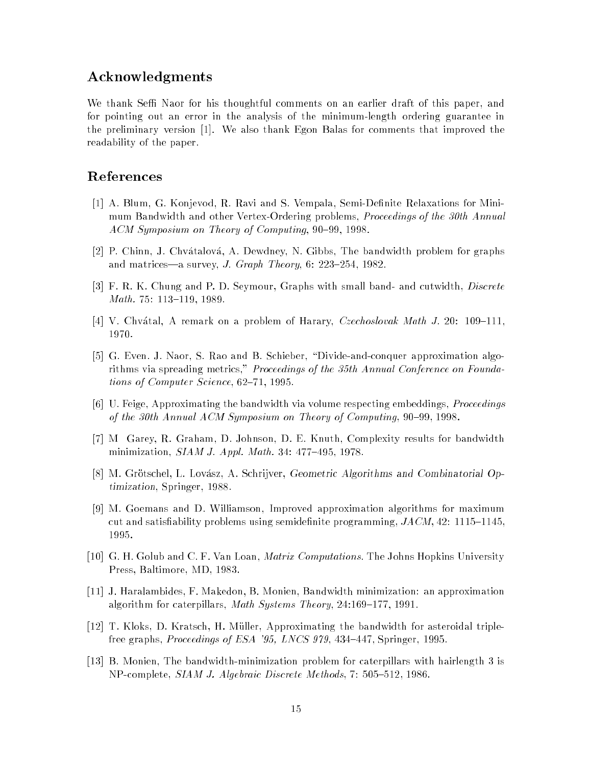## Acknowledgments

We thank Seffi Naor for his thoughtful comments on an earlier draft of this paper, and for pointing out an error in the analysis of the minimum-length ordering guarantee in the preliminary version [1]. We also thank Egon Balas for comments that improved the readability of the paper.

## References

[1] A. Blum, G. Konjevod, R. Ravi and S. Vempala, Semi-Definite Relaxations for Minimum Bandwidth and other Vertex-Ordering problems, *Proceedings of the 30th Annual ACM Symposium on Theory of Computing*, 90–99, 1998.

[2] P. Chinn, J. Chvátalová, A. Dewdney, N. Gibbs, The bandwidth problem for graphs and matrices—a survey, *J. Graph Theory*, 6: 223–254, 1982.

[3] F. R. K. Chung and P. D. Seymour, Graphs with small band- and cutwidth, *Discrete Math.* 75: 113–119, 1989.

[4] V. Chvátal, A remark on a problem of Harary, *Czechoslovak Math J.* 20: 109–111, 1970.

[5] G. Even. J. Naor, S. Rao and B. Schieber, "Divide-and-conquer approximation algorithms via spreading metrics," *Proceedings of the 35th Annual Conference on Foundations of Computer Science*, 62–71, 1995.

[6] U. Feige, Approximating the bandwidth via volume respecting embeddings, *Proceedings of the 30th Annual ACM Symposium on Theory of Computing*, 90–99, 1998.

[7] M Garey, R. Graham, D. Johnson, D. E. Knuth, Complexity results for bandwidth minimization, *SIAM J. Appl. Math.* 34: 477–495, 1978.

[8] M. Grötschel, L. Lovász, A. Schrijver, *Geometric Algorithms and Combinatorial Optimization*, Springer, 1988.

[9] M. Goemans and D. Williamson, Improved approximation algorithms for maximum cut and satisfiability problems using semidefinite programming, *JACM*, 42: 1115–1145, 1995.

[10] G. H. Golub and C. F. Van Loan, *Matrix Computations.* The Johns Hopkins University Press, Baltimore, MD, 1983.

[11] J. Haralambides, F. Makedon, B. Monien, Bandwidth minimization: an approximation algorithm for caterpillars, *Math Systems Theory*, 24:169–177, 1991.

[12] T. Kloks, D. Kratsch, H. Müller, Approximating the bandwidth for asteroidal triple-free graphs, *Proceedings of ESA '95, LNCS 979*, 434–447, Springer, 1995.

[13] B. Monien, The bandwidth-minimization problem for caterpillars with hairlength 3 is NP-complete, *SIAM J. Algebraic Discrete Methods*, 7: 505–512, 1986.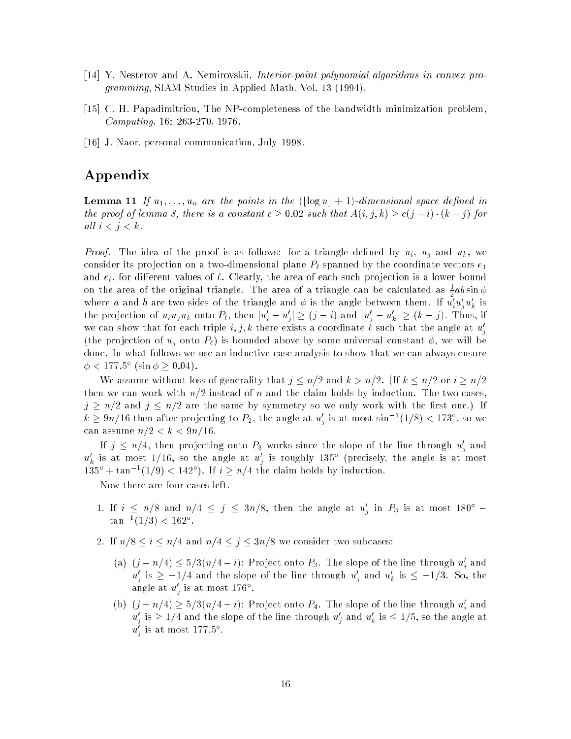[14] Y. Nesterov and A. Nemirovskii, *Interior-point polynomial algorithms in convex programming*, SIAM Studies in Applied Math. Vol. 13 (1994).

[15] C. H. Papadimitriou, The NP-completeness of the bandwidth minimization problem, *Computing*, 16: 263-270, 1976.

[16] J. Naor, personal communication, July 1998.

# Appendix

**Lemma 11** *If $u_1, \ldots, u_n$ are the points in the $(\lfloor \log n \rfloor + 1)$-dimensional space defined in the proof of lemma 8, there is a constant $c \geq 0.02$ such that $A(i,j,k) \geq c(j-i) \cdot (k-j)$ for all $i < j < k$.*

*Proof.* The idea of the proof is as follows: for a triangle defined by $u_i$, $u_j$ and $u_k$, we consider its projection on a two-dimensional plane $P_\ell$ spanned by the coordinate vectors $e_1$ and $e_\ell$, for different values of $\ell$. Clearly, the area of each such projection is a lower bound on the area of the original triangle. The area of a triangle can be calculated as $\frac{1}{2}ab\sin\phi$ where $a$ and $b$ are two sides of the triangle and $\phi$ is the angle between them. If $u'_i u'_j u'_k$ is the projection of $u_i u_j u_k$ onto $P_\ell$, then $|u'_i - u'_j| \geq (j-i)$ and $|u'_j - u'_k| \geq (k-j)$. Thus, if we can show that for each triple $i,j,k$ there exists a coordinate $\ell$ such that the angle at $u'_j$ (the projection of $u_j$ onto $P_\ell$) is bounded above by some universal constant $\phi$, we will be done. In what follows we use an inductive case analysis to show that we can always ensure $\phi < 177.5°$ ($\sin\phi \geq 0.04$).

We assume without loss of generality that $j \leq n/2$ and $k > n/2$. (If $k \leq n/2$ or $i \geq n/2$ then we can work with $n/2$ instead of $n$ and the claim holds by induction. The two cases, $j \geq n/2$ and $j \leq n/2$ are the same by symmetry so we only work with the first one.) If $k \geq 9n/16$ then after projecting to $P_2$, the angle at $u'_j$ is at most $\sin^{-1}(1/8) < 173°$, so we can assume $n/2 < k < 9n/16$.

If $j \leq n/4$, then projecting onto $P_3$ works since the slope of the line through $u'_j$ and $u'_k$ is at most $1/16$, so the angle at $u'_j$ is roughly $135°$ (precisely, the angle is at most $135° + \tan^{-1}(1/9) < 142°$). If $i \geq n/4$ the claim holds by induction.

Now there are four cases left.

1. If $i \leq n/8$ and $n/4 \leq j \leq 3n/8$, then the angle at $u'_j$ in $P_3$ is at most $180° - \tan^{-1}(1/3) < 162°$.

2. If $n/8 \leq i \leq n/4$ and $n/4 \leq j \leq 3n/8$ we consider two subcases:

   (a) $(j - n/4) \leq 5/3(n/4 - i)$: Project onto $P_3$. The slope of the line through $u'_i$ and $u'_j$ is $\geq -1/4$ and the slope of the line through $u'_j$ and $u'_k$ is $\leq -1/3$. So, the angle at $u'_j$ is at most $176°$.

   (b) $(j - n/4) \geq 5/3(n/4 - i)$: Project onto $P_4$. The slope of the line through $u'_i$ and $u'_j$ is $\geq 1/4$ and the slope of the line through $u'_j$ and $u'_k$ is $\leq 1/5$, so the angle at $u'_j$ is at most $177.5°$.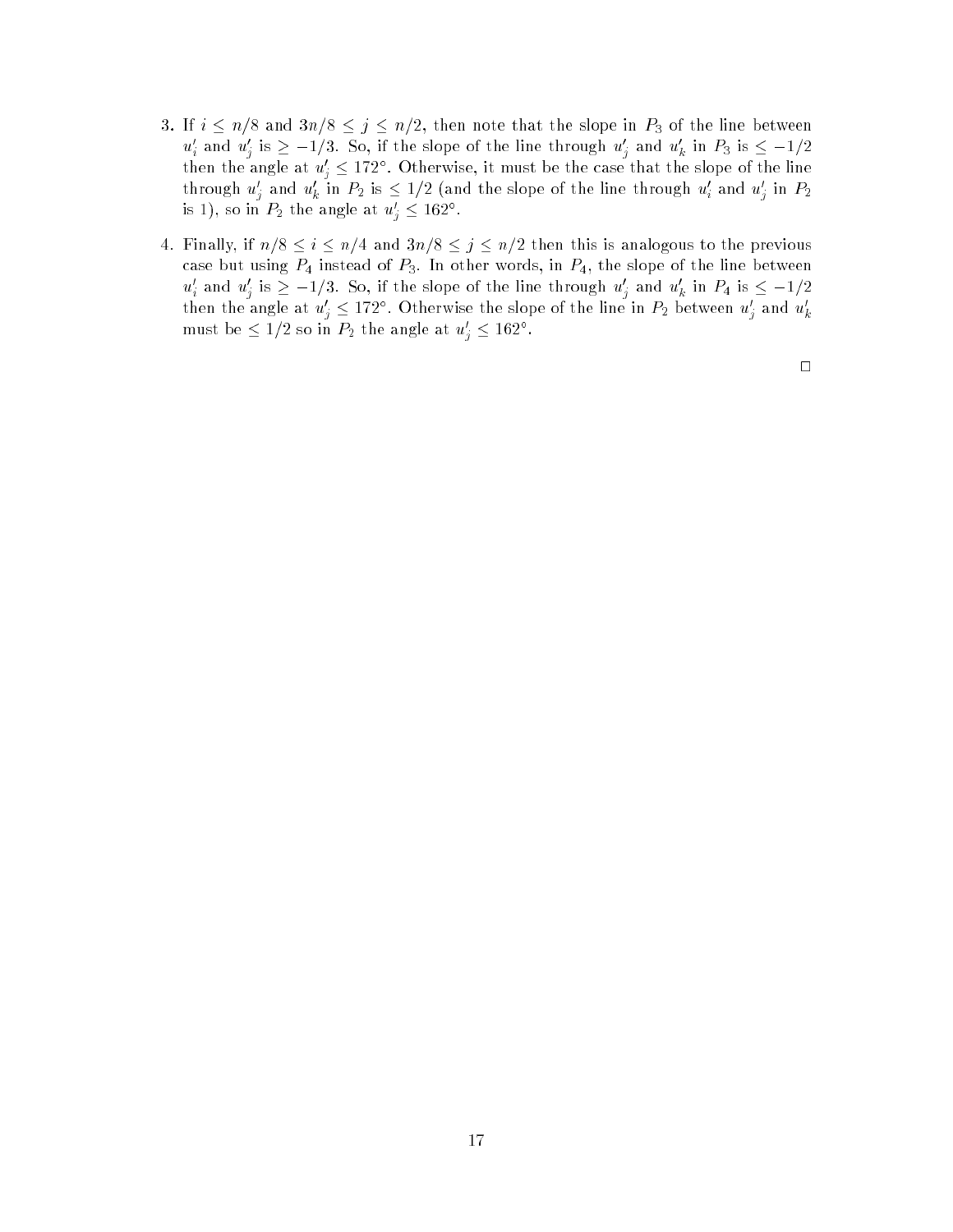3. If $i \leq n/8$ and $3n/8 \leq j \leq n/2$, then note that the slope in $P_3$ of the line between $u'_i$ and $u'_j$ is $\geq -1/3$. So, if the slope of the line through $u'_j$ and $u'_k$ in $P_3$ is $\leq -1/2$ then the angle at $u'_j \leq 172°$. Otherwise, it must be the case that the slope of the line through $u'_j$ and $u'_k$ in $P_2$ is $\leq 1/2$ (and the slope of the line through $u'_i$ and $u'_j$ in $P_2$ is 1), so in $P_2$ the angle at $u'_j \leq 162°$.

4. Finally, if $n/8 \leq i \leq n/4$ and $3n/8 \leq j \leq n/2$ then this is analogous to the previous case but using $P_4$ instead of $P_3$. In other words, in $P_4$, the slope of the line between $u'_i$ and $u'_j$ is $\geq -1/3$. So, if the slope of the line through $u'_j$ and $u'_k$ in $P_4$ is $\leq -1/2$ then the angle at $u'_j \leq 172°$. Otherwise the slope of the line in $P_2$ between $u'_j$ and $u'_k$ must be $\leq 1/2$ so in $P_2$ the angle at $u'_j \leq 162°$.

□